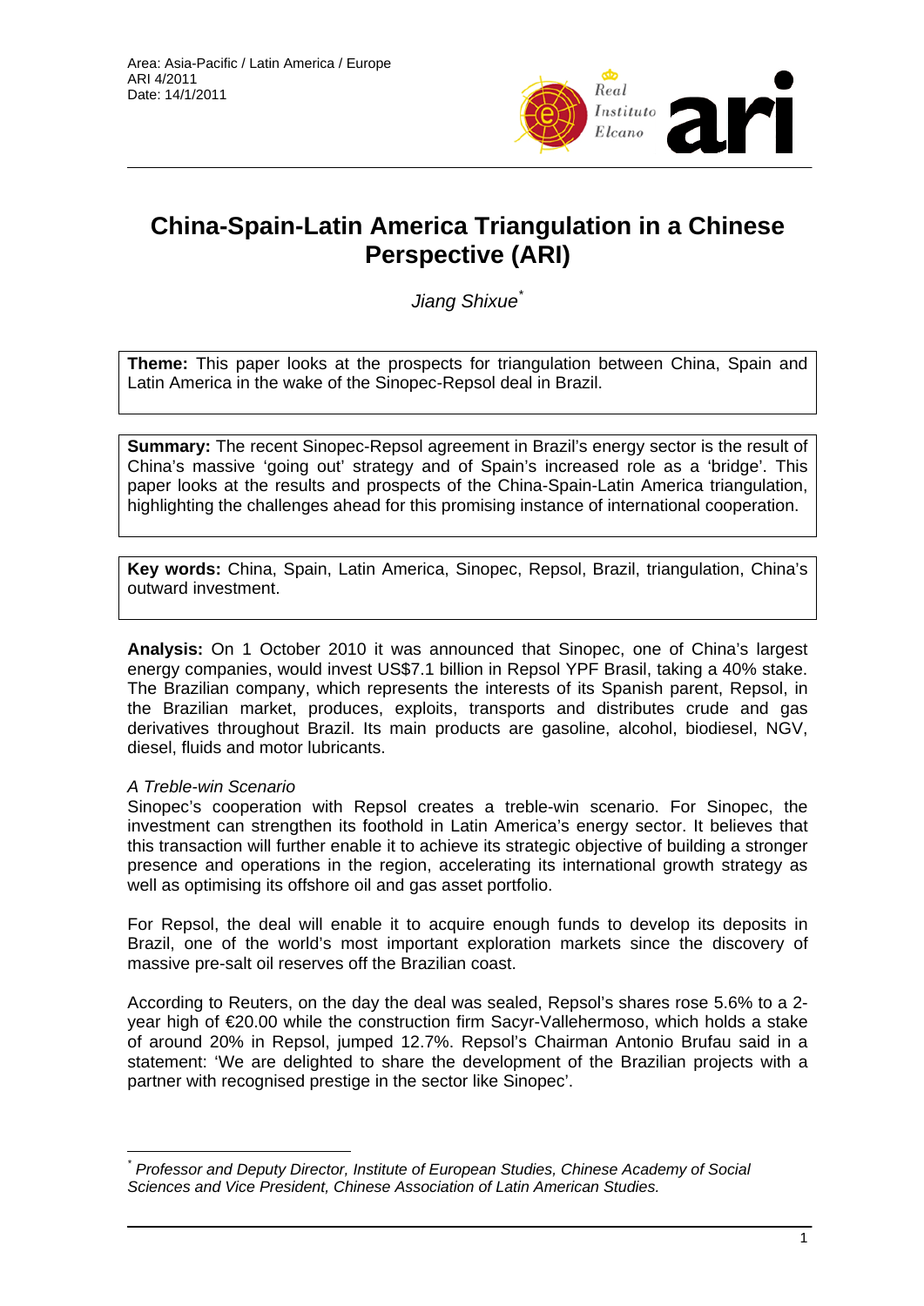Area: Asia-Pacific / Latin America / Europe
ARI 4/2011
Date: 14/1/2011

# China-Spain-Latin America Triangulation in a Chinese Perspective (ARI)

*Jiang Shixue*[*]

**Theme:** This paper looks at the prospects for triangulation between China, Spain and Latin America in the wake of the Sinopec-Repsol deal in Brazil.

**Summary:** The recent Sinopec-Repsol agreement in Brazil's energy sector is the result of China's massive 'going out' strategy and of Spain's increased role as a 'bridge'. This paper looks at the results and prospects of the China-Spain-Latin America triangulation, highlighting the challenges ahead for this promising instance of international cooperation.

**Key words:** China, Spain, Latin America, Sinopec, Repsol, Brazil, triangulation, China's outward investment.

**Analysis:** On 1 October 2010 it was announced that Sinopec, one of China's largest energy companies, would invest US$7.1 billion in Repsol YPF Brasil, taking a 40% stake. The Brazilian company, which represents the interests of its Spanish parent, Repsol, in the Brazilian market, produces, exploits, transports and distributes crude and gas derivatives throughout Brazil. Its main products are gasoline, alcohol, biodiesel, NGV, diesel, fluids and motor lubricants.

*A Treble-win Scenario*

Sinopec's cooperation with Repsol creates a treble-win scenario. For Sinopec, the investment can strengthen its foothold in Latin America's energy sector. It believes that this transaction will further enable it to achieve its strategic objective of building a stronger presence and operations in the region, accelerating its international growth strategy as well as optimising its offshore oil and gas asset portfolio.

For Repsol, the deal will enable it to acquire enough funds to develop its deposits in Brazil, one of the world's most important exploration markets since the discovery of massive pre-salt oil reserves off the Brazilian coast.

According to Reuters, on the day the deal was sealed, Repsol's shares rose 5.6% to a 2-year high of €20.00 while the construction firm Sacyr-Vallehermoso, which holds a stake of around 20% in Repsol, jumped 12.7%. Repsol's Chairman Antonio Brufau said in a statement: 'We are delighted to share the development of the Brazilian projects with a partner with recognised prestige in the sector like Sinopec'.

[*] *Professor and Deputy Director, Institute of European Studies, Chinese Academy of Social Sciences and Vice President, Chinese Association of Latin American Studies.*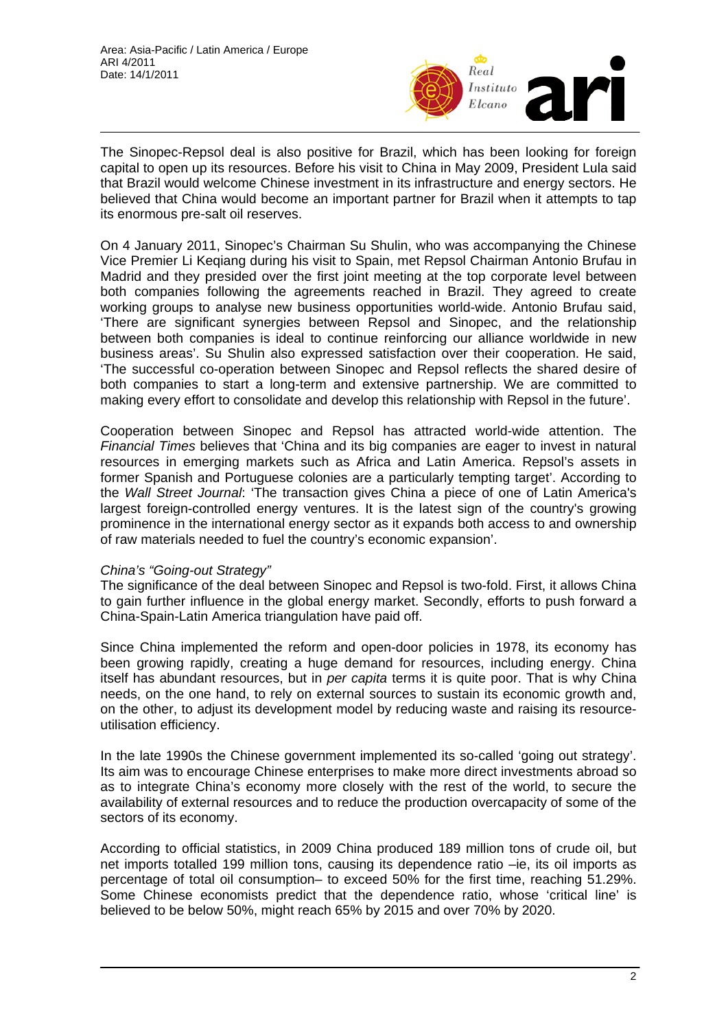The Sinopec-Repsol deal is also positive for Brazil, which has been looking for foreign capital to open up its resources. Before his visit to China in May 2009, President Lula said that Brazil would welcome Chinese investment in its infrastructure and energy sectors. He believed that China would become an important partner for Brazil when it attempts to tap its enormous pre-salt oil reserves.

On 4 January 2011, Sinopec's Chairman Su Shulin, who was accompanying the Chinese Vice Premier Li Keqiang during his visit to Spain, met Repsol Chairman Antonio Brufau in Madrid and they presided over the first joint meeting at the top corporate level between both companies following the agreements reached in Brazil. They agreed to create working groups to analyse new business opportunities world-wide. Antonio Brufau said, 'There are significant synergies between Repsol and Sinopec, and the relationship between both companies is ideal to continue reinforcing our alliance worldwide in new business areas'. Su Shulin also expressed satisfaction over their cooperation. He said, 'The successful co-operation between Sinopec and Repsol reflects the shared desire of both companies to start a long-term and extensive partnership. We are committed to making every effort to consolidate and develop this relationship with Repsol in the future'.

Cooperation between Sinopec and Repsol has attracted world-wide attention. The *Financial Times* believes that 'China and its big companies are eager to invest in natural resources in emerging markets such as Africa and Latin America. Repsol's assets in former Spanish and Portuguese colonies are a particularly tempting target'. According to the *Wall Street Journal*: 'The transaction gives China a piece of one of Latin America's largest foreign-controlled energy ventures. It is the latest sign of the country's growing prominence in the international energy sector as it expands both access to and ownership of raw materials needed to fuel the country's economic expansion'.

*China's "Going-out Strategy"*

The significance of the deal between Sinopec and Repsol is two-fold. First, it allows China to gain further influence in the global energy market. Secondly, efforts to push forward a China-Spain-Latin America triangulation have paid off.

Since China implemented the reform and open-door policies in 1978, its economy has been growing rapidly, creating a huge demand for resources, including energy. China itself has abundant resources, but in *per capita* terms it is quite poor. That is why China needs, on the one hand, to rely on external sources to sustain its economic growth and, on the other, to adjust its development model by reducing waste and raising its resource-utilisation efficiency.

In the late 1990s the Chinese government implemented its so-called 'going out strategy'. Its aim was to encourage Chinese enterprises to make more direct investments abroad so as to integrate China's economy more closely with the rest of the world, to secure the availability of external resources and to reduce the production overcapacity of some of the sectors of its economy.

According to official statistics, in 2009 China produced 189 million tons of crude oil, but net imports totalled 199 million tons, causing its dependence ratio –ie, its oil imports as percentage of total oil consumption– to exceed 50% for the first time, reaching 51.29%. Some Chinese economists predict that the dependence ratio, whose 'critical line' is believed to be below 50%, might reach 65% by 2015 and over 70% by 2020.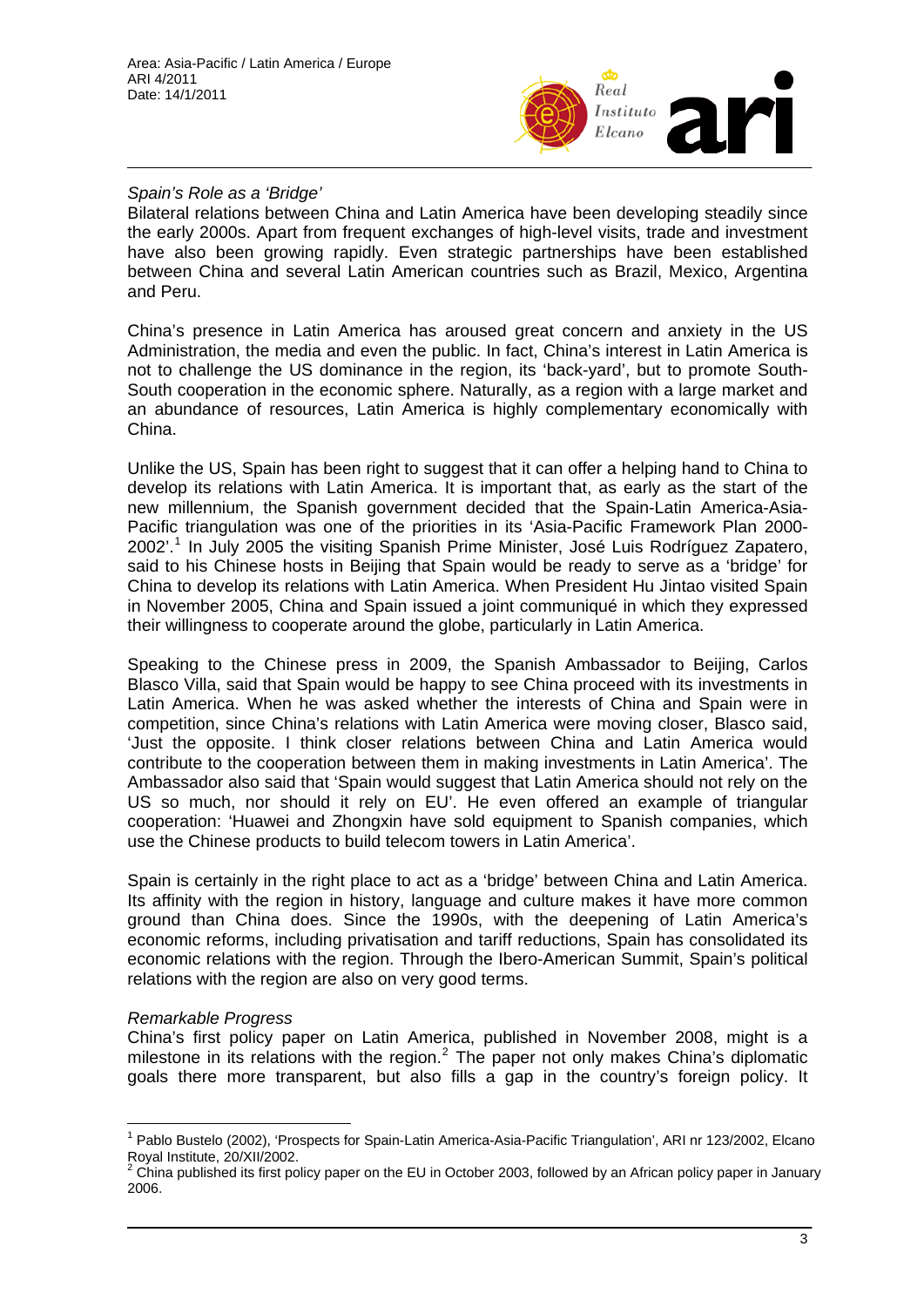*Spain's Role as a 'Bridge'*

Bilateral relations between China and Latin America have been developing steadily since the early 2000s. Apart from frequent exchanges of high-level visits, trade and investment have also been growing rapidly. Even strategic partnerships have been established between China and several Latin American countries such as Brazil, Mexico, Argentina and Peru.

China's presence in Latin America has aroused great concern and anxiety in the US Administration, the media and even the public. In fact, China's interest in Latin America is not to challenge the US dominance in the region, its 'back-yard', but to promote South-South cooperation in the economic sphere. Naturally, as a region with a large market and an abundance of resources, Latin America is highly complementary economically with China.

Unlike the US, Spain has been right to suggest that it can offer a helping hand to China to develop its relations with Latin America. It is important that, as early as the start of the new millennium, the Spanish government decided that the Spain-Latin America-Asia-Pacific triangulation was one of the priorities in its 'Asia-Pacific Framework Plan 2000-2002'.[1] In July 2005 the visiting Spanish Prime Minister, José Luis Rodríguez Zapatero, said to his Chinese hosts in Beijing that Spain would be ready to serve as a 'bridge' for China to develop its relations with Latin America. When President Hu Jintao visited Spain in November 2005, China and Spain issued a joint communiqué in which they expressed their willingness to cooperate around the globe, particularly in Latin America.

Speaking to the Chinese press in 2009, the Spanish Ambassador to Beijing, Carlos Blasco Villa, said that Spain would be happy to see China proceed with its investments in Latin America. When he was asked whether the interests of China and Spain were in competition, since China's relations with Latin America were moving closer, Blasco said, 'Just the opposite. I think closer relations between China and Latin America would contribute to the cooperation between them in making investments in Latin America'. The Ambassador also said that 'Spain would suggest that Latin America should not rely on the US so much, nor should it rely on EU'. He even offered an example of triangular cooperation: 'Huawei and Zhongxin have sold equipment to Spanish companies, which use the Chinese products to build telecom towers in Latin America'.

Spain is certainly in the right place to act as a 'bridge' between China and Latin America. Its affinity with the region in history, language and culture makes it have more common ground than China does. Since the 1990s, with the deepening of Latin America's economic reforms, including privatisation and tariff reductions, Spain has consolidated its economic relations with the region. Through the Ibero-American Summit, Spain's political relations with the region are also on very good terms.

*Remarkable Progress*

China's first policy paper on Latin America, published in November 2008, might is a milestone in its relations with the region.[2] The paper not only makes China's diplomatic goals there more transparent, but also fills a gap in the country's foreign policy. It

---

[1] Pablo Bustelo (2002), 'Prospects for Spain-Latin America-Asia-Pacific Triangulation', ARI nr 123/2002, Elcano Royal Institute, 20/XII/2002.

[2] China published its first policy paper on the EU in October 2003, followed by an African policy paper in January 2006.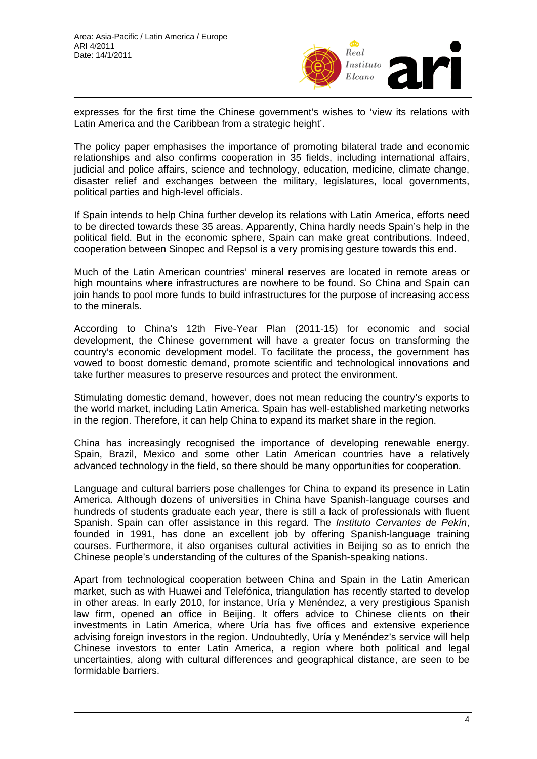expresses for the first time the Chinese government's wishes to 'view its relations with Latin America and the Caribbean from a strategic height'.

The policy paper emphasises the importance of promoting bilateral trade and economic relationships and also confirms cooperation in 35 fields, including international affairs, judicial and police affairs, science and technology, education, medicine, climate change, disaster relief and exchanges between the military, legislatures, local governments, political parties and high-level officials.

If Spain intends to help China further develop its relations with Latin America, efforts need to be directed towards these 35 areas. Apparently, China hardly needs Spain's help in the political field. But in the economic sphere, Spain can make great contributions. Indeed, cooperation between Sinopec and Repsol is a very promising gesture towards this end.

Much of the Latin American countries' mineral reserves are located in remote areas or high mountains where infrastructures are nowhere to be found. So China and Spain can join hands to pool more funds to build infrastructures for the purpose of increasing access to the minerals.

According to China's 12th Five-Year Plan (2011-15) for economic and social development, the Chinese government will have a greater focus on transforming the country's economic development model. To facilitate the process, the government has vowed to boost domestic demand, promote scientific and technological innovations and take further measures to preserve resources and protect the environment.

Stimulating domestic demand, however, does not mean reducing the country's exports to the world market, including Latin America. Spain has well-established marketing networks in the region. Therefore, it can help China to expand its market share in the region.

China has increasingly recognised the importance of developing renewable energy. Spain, Brazil, Mexico and some other Latin American countries have a relatively advanced technology in the field, so there should be many opportunities for cooperation.

Language and cultural barriers pose challenges for China to expand its presence in Latin America. Although dozens of universities in China have Spanish-language courses and hundreds of students graduate each year, there is still a lack of professionals with fluent Spanish. Spain can offer assistance in this regard. The *Instituto Cervantes de Pekín*, founded in 1991, has done an excellent job by offering Spanish-language training courses. Furthermore, it also organises cultural activities in Beijing so as to enrich the Chinese people's understanding of the cultures of the Spanish-speaking nations.

Apart from technological cooperation between China and Spain in the Latin American market, such as with Huawei and Telefónica, triangulation has recently started to develop in other areas. In early 2010, for instance, Uría y Menéndez, a very prestigious Spanish law firm, opened an office in Beijing. It offers advice to Chinese clients on their investments in Latin America, where Uría has five offices and extensive experience advising foreign investors in the region. Undoubtedly, Uría y Menéndez's service will help Chinese investors to enter Latin America, a region where both political and legal uncertainties, along with cultural differences and geographical distance, are seen to be formidable barriers.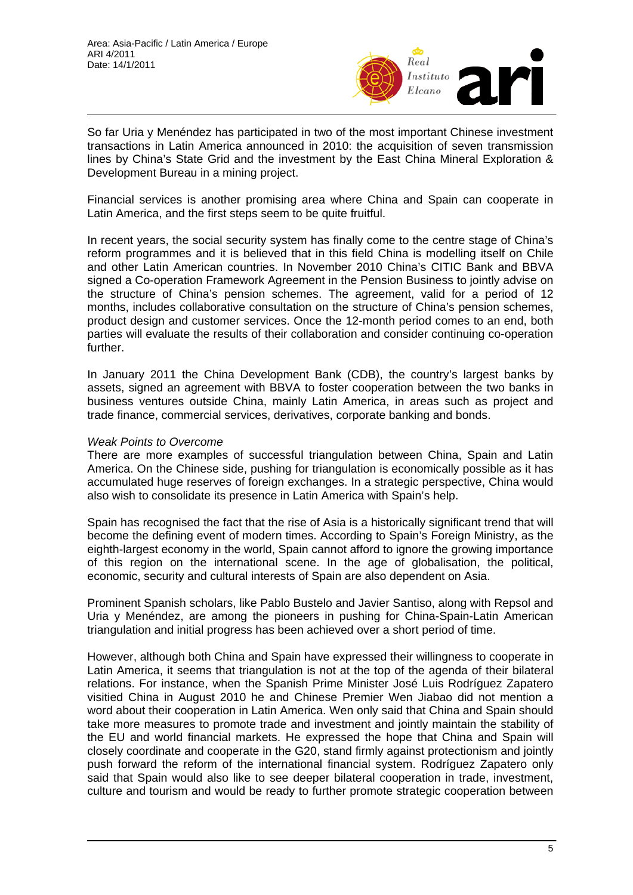So far Uria y Menéndez has participated in two of the most important Chinese investment transactions in Latin America announced in 2010: the acquisition of seven transmission lines by China's State Grid and the investment by the East China Mineral Exploration & Development Bureau in a mining project.

Financial services is another promising area where China and Spain can cooperate in Latin America, and the first steps seem to be quite fruitful.

In recent years, the social security system has finally come to the centre stage of China's reform programmes and it is believed that in this field China is modelling itself on Chile and other Latin American countries. In November 2010 China's CITIC Bank and BBVA signed a Co-operation Framework Agreement in the Pension Business to jointly advise on the structure of China's pension schemes. The agreement, valid for a period of 12 months, includes collaborative consultation on the structure of China's pension schemes, product design and customer services. Once the 12-month period comes to an end, both parties will evaluate the results of their collaboration and consider continuing co-operation further.

In January 2011 the China Development Bank (CDB), the country's largest banks by assets, signed an agreement with BBVA to foster cooperation between the two banks in business ventures outside China, mainly Latin America, in areas such as project and trade finance, commercial services, derivatives, corporate banking and bonds.

*Weak Points to Overcome*

There are more examples of successful triangulation between China, Spain and Latin America. On the Chinese side, pushing for triangulation is economically possible as it has accumulated huge reserves of foreign exchanges. In a strategic perspective, China would also wish to consolidate its presence in Latin America with Spain's help.

Spain has recognised the fact that the rise of Asia is a historically significant trend that will become the defining event of modern times. According to Spain's Foreign Ministry, as the eighth-largest economy in the world, Spain cannot afford to ignore the growing importance of this region on the international scene. In the age of globalisation, the political, economic, security and cultural interests of Spain are also dependent on Asia.

Prominent Spanish scholars, like Pablo Bustelo and Javier Santiso, along with Repsol and Uria y Menéndez, are among the pioneers in pushing for China-Spain-Latin American triangulation and initial progress has been achieved over a short period of time.

However, although both China and Spain have expressed their willingness to cooperate in Latin America, it seems that triangulation is not at the top of the agenda of their bilateral relations. For instance, when the Spanish Prime Minister José Luis Rodríguez Zapatero visitied China in August 2010 he and Chinese Premier Wen Jiabao did not mention a word about their cooperation in Latin America. Wen only said that China and Spain should take more measures to promote trade and investment and jointly maintain the stability of the EU and world financial markets. He expressed the hope that China and Spain will closely coordinate and cooperate in the G20, stand firmly against protectionism and jointly push forward the reform of the international financial system. Rodríguez Zapatero only said that Spain would also like to see deeper bilateral cooperation in trade, investment, culture and tourism and would be ready to further promote strategic cooperation between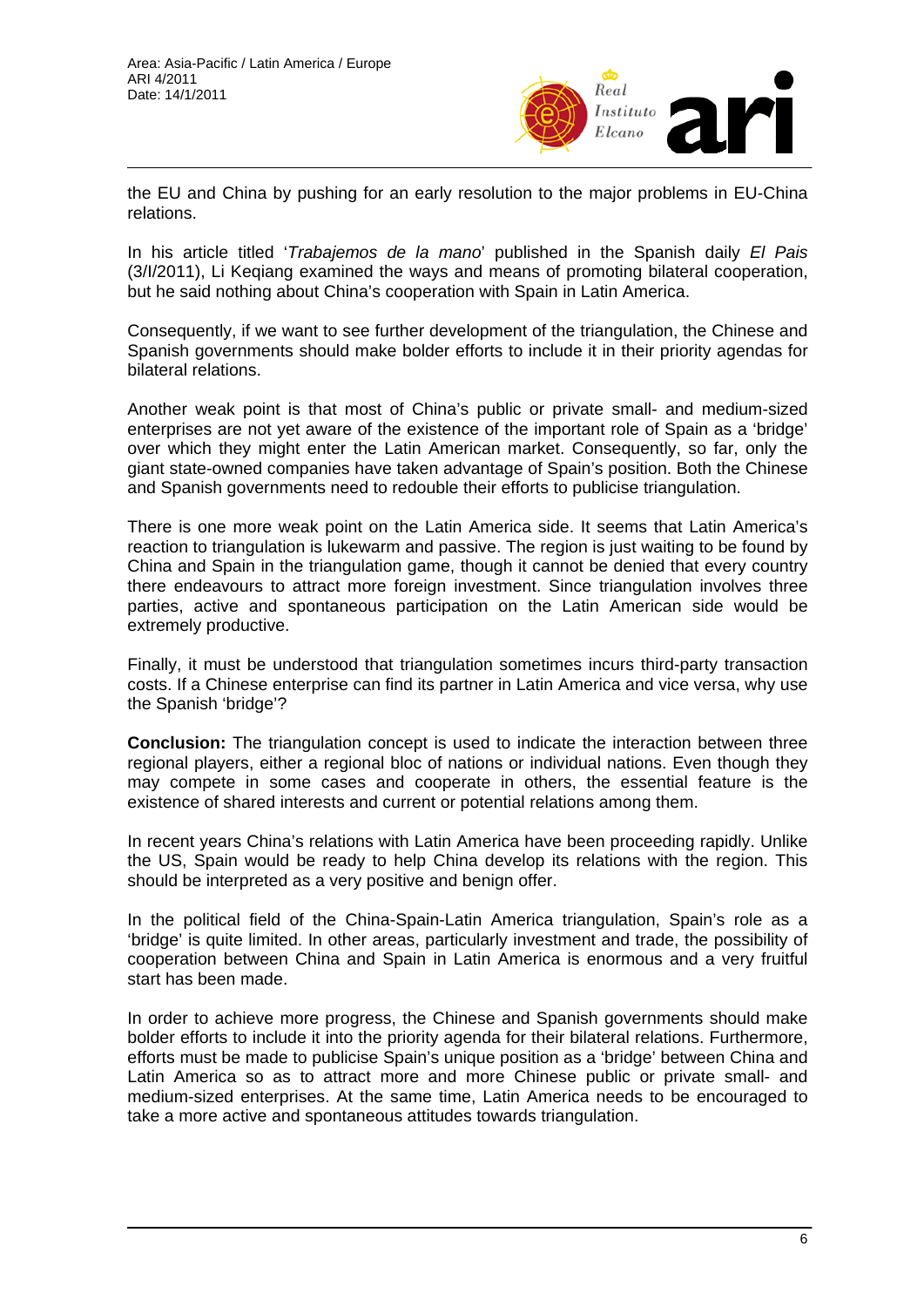the EU and China by pushing for an early resolution to the major problems in EU-China relations.

In his article titled '*Trabajemos de la mano*' published in the Spanish daily *El Pais* (3/I/2011), Li Keqiang examined the ways and means of promoting bilateral cooperation, but he said nothing about China's cooperation with Spain in Latin America.

Consequently, if we want to see further development of the triangulation, the Chinese and Spanish governments should make bolder efforts to include it in their priority agendas for bilateral relations.

Another weak point is that most of China's public or private small- and medium-sized enterprises are not yet aware of the existence of the important role of Spain as a 'bridge' over which they might enter the Latin American market. Consequently, so far, only the giant state-owned companies have taken advantage of Spain's position. Both the Chinese and Spanish governments need to redouble their efforts to publicise triangulation.

There is one more weak point on the Latin America side. It seems that Latin America's reaction to triangulation is lukewarm and passive. The region is just waiting to be found by China and Spain in the triangulation game, though it cannot be denied that every country there endeavours to attract more foreign investment. Since triangulation involves three parties, active and spontaneous participation on the Latin American side would be extremely productive.

Finally, it must be understood that triangulation sometimes incurs third-party transaction costs. If a Chinese enterprise can find its partner in Latin America and vice versa, why use the Spanish 'bridge'?

**Conclusion:** The triangulation concept is used to indicate the interaction between three regional players, either a regional bloc of nations or individual nations. Even though they may compete in some cases and cooperate in others, the essential feature is the existence of shared interests and current or potential relations among them.

In recent years China's relations with Latin America have been proceeding rapidly. Unlike the US, Spain would be ready to help China develop its relations with the region. This should be interpreted as a very positive and benign offer.

In the political field of the China-Spain-Latin America triangulation, Spain's role as a 'bridge' is quite limited. In other areas, particularly investment and trade, the possibility of cooperation between China and Spain in Latin America is enormous and a very fruitful start has been made.

In order to achieve more progress, the Chinese and Spanish governments should make bolder efforts to include it into the priority agenda for their bilateral relations. Furthermore, efforts must be made to publicise Spain's unique position as a 'bridge' between China and Latin America so as to attract more and more Chinese public or private small- and medium-sized enterprises. At the same time, Latin America needs to be encouraged to take a more active and spontaneous attitudes towards triangulation.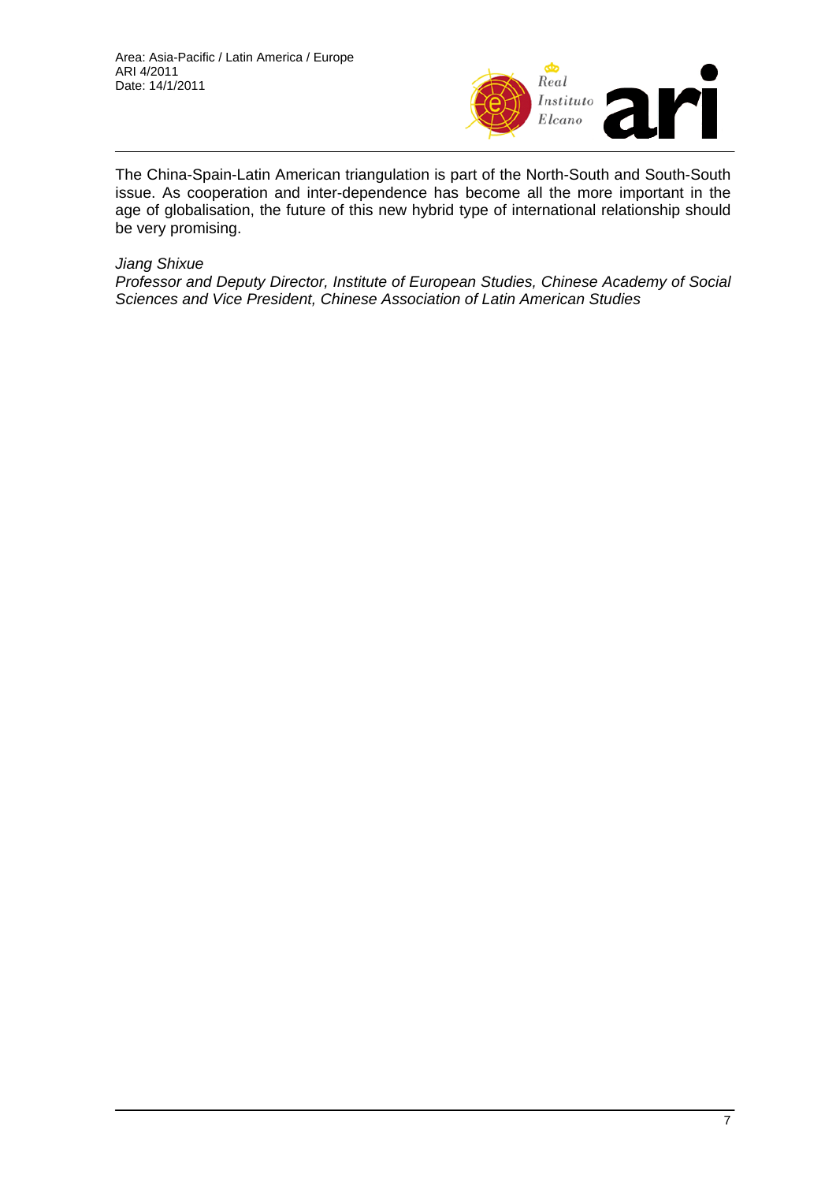The China-Spain-Latin American triangulation is part of the North-South and South-South issue. As cooperation and inter-dependence has become all the more important in the age of globalisation, the future of this new hybrid type of international relationship should be very promising.

*Jiang Shixue*
*Professor and Deputy Director, Institute of European Studies, Chinese Academy of Social Sciences and Vice President, Chinese Association of Latin American Studies*